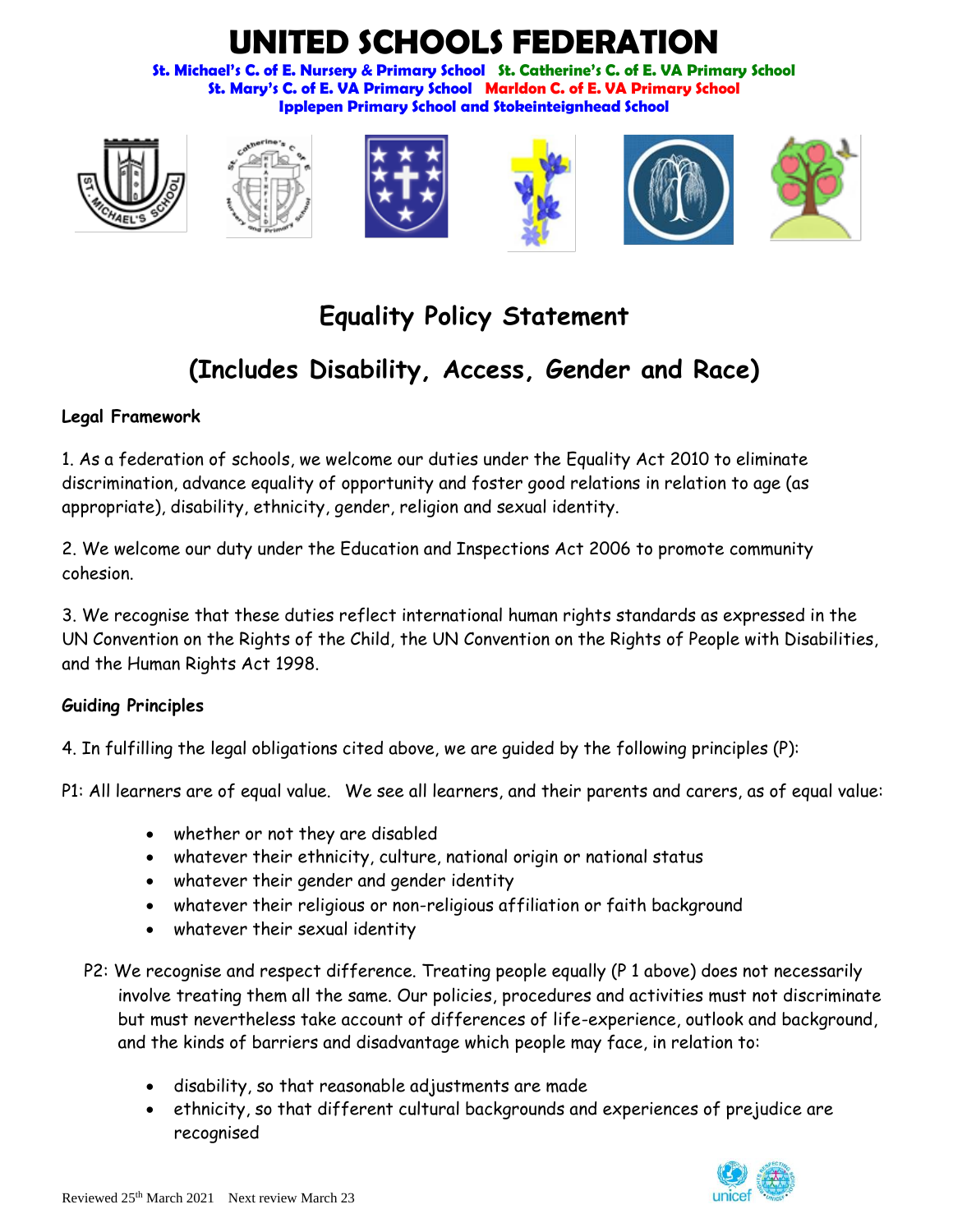# UNITED SCHOOLS FEDERATION

**St. Michael's C. of E. Nursery & Primary School St. Catherine's C. of E. VA Primary School St. Mary's C. of E. VA Primary School Marldon C. of E. VA Primary School Ipplepen Primary School and Stokeinteignhead School**

## Equality Policy Statement

## (Includes Disability, Access, Gender and Race)

**Legal Framework**

1. As a federation of schools, we welcome our duties under the Equality Act 2010 to eliminate discrimination, advance equality of opportunity and foster good relations in relation to age (as appropriate), disability, ethnicity, gender, religion and sexual identity.

2. We welcome our duty under the Education and Inspections Act 2006 to promote community cohesion.

3. We recognise that these duties reflect international human rights standards as expressed in the UN Convention on the Rights of the Child, the UN Convention on the Rights of People with Disabilities, and the Human Rights Act 1998.

**Guiding Principles**

4. In fulfilling the legal obligations cited above, we are guided by the following principles (P):

P1: All learners are of equal value. We see all learners, and their parents and carers, as of equal value:

- whether or not they are disabled
- whatever their ethnicity, culture, national origin or national status
- whatever their gender and gender identity
- whatever their religious or non-religious affiliation or faith background
- whatever their sexual identity

P2: We recognise and respect difference. Treating people equally (P 1 above) does not necessarily involve treating them all the same. Our policies, procedures and activities must not discriminate but must nevertheless take account of differences of life-experience, outlook and background, and the kinds of barriers and disadvantage which people may face, in relation to:

- disability, so that reasonable adjustments are made
- ethnicity, so that different cultural backgrounds and experiences of prejudice are recognised

Reviewed 25th March 2021 Next review March 23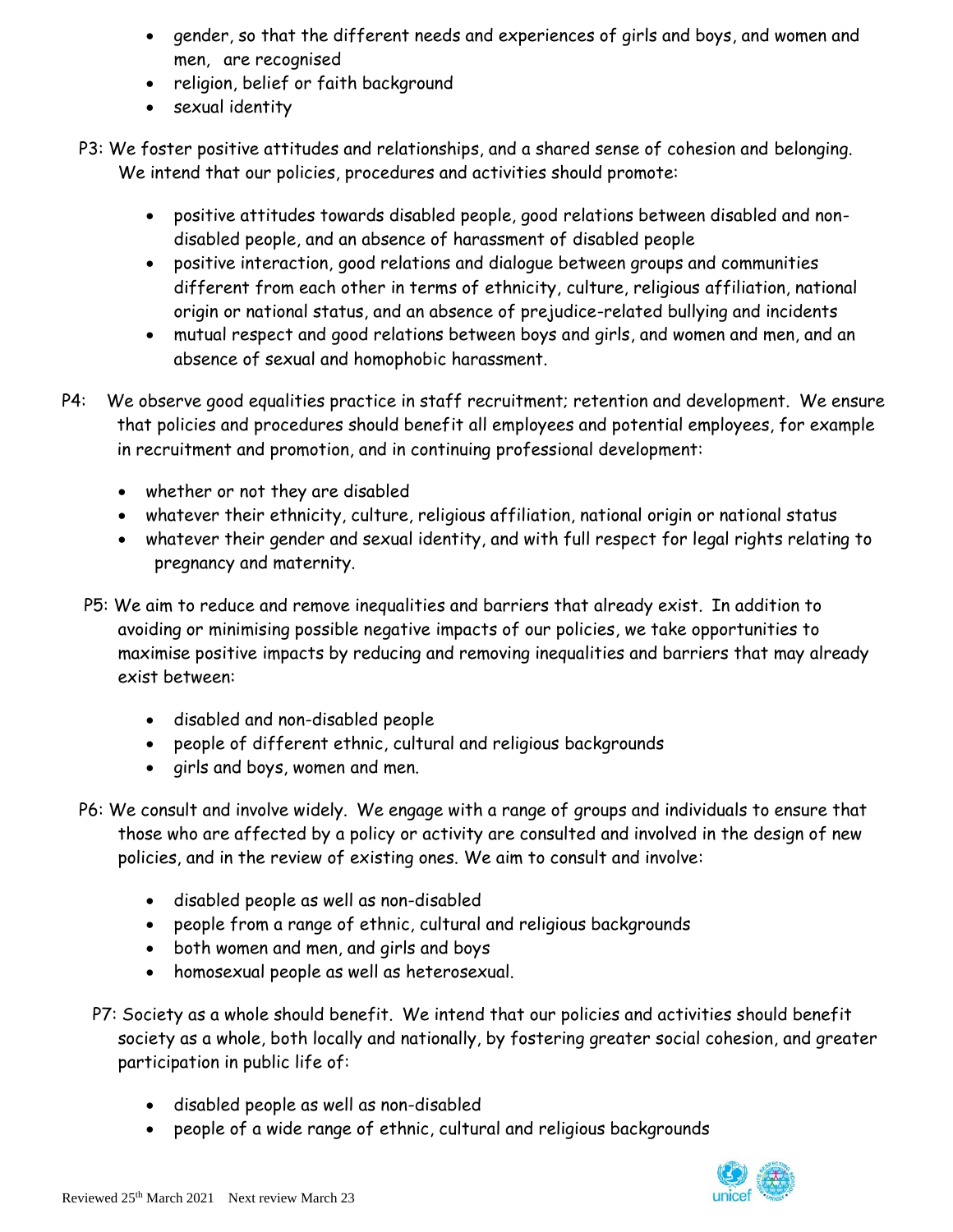- gender, so that the different needs and experiences of girls and boys, and women and men, are recognised
- religion, belief or faith background
- sexual identity

P3: We foster positive attitudes and relationships, and a shared sense of cohesion and belonging. We intend that our policies, procedures and activities should promote:

- positive attitudes towards disabled people, good relations between disabled and non-disabled people, and an absence of harassment of disabled people
- positive interaction, good relations and dialogue between groups and communities different from each other in terms of ethnicity, culture, religious affiliation, national origin or national status, and an absence of prejudice-related bullying and incidents
- mutual respect and good relations between boys and girls, and women and men, and an absence of sexual and homophobic harassment.

P4: We observe good equalities practice in staff recruitment; retention and development. We ensure that policies and procedures should benefit all employees and potential employees, for example in recruitment and promotion, and in continuing professional development:

- whether or not they are disabled
- whatever their ethnicity, culture, religious affiliation, national origin or national status
- whatever their gender and sexual identity, and with full respect for legal rights relating to pregnancy and maternity.

P5: We aim to reduce and remove inequalities and barriers that already exist. In addition to avoiding or minimising possible negative impacts of our policies, we take opportunities to maximise positive impacts by reducing and removing inequalities and barriers that may already exist between:

- disabled and non-disabled people
- people of different ethnic, cultural and religious backgrounds
- girls and boys, women and men.

P6: We consult and involve widely. We engage with a range of groups and individuals to ensure that those who are affected by a policy or activity are consulted and involved in the design of new policies, and in the review of existing ones. We aim to consult and involve:

- disabled people as well as non-disabled
- people from a range of ethnic, cultural and religious backgrounds
- both women and men, and girls and boys
- homosexual people as well as heterosexual.

P7: Society as a whole should benefit. We intend that our policies and activities should benefit society as a whole, both locally and nationally, by fostering greater social cohesion, and greater participation in public life of:

- disabled people as well as non-disabled
- people of a wide range of ethnic, cultural and religious backgrounds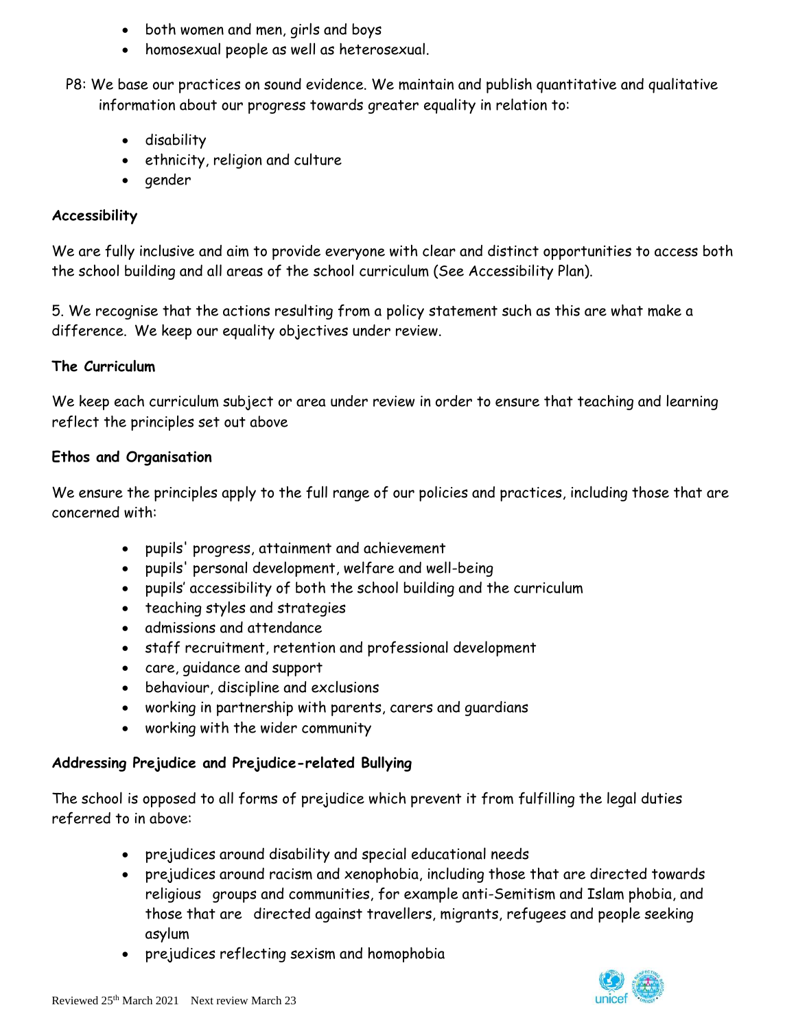- both women and men, girls and boys
- homosexual people as well as heterosexual.

P8: We base our practices on sound evidence. We maintain and publish quantitative and qualitative information about our progress towards greater equality in relation to:

- disability
- ethnicity, religion and culture
- gender

**Accessibility**

We are fully inclusive and aim to provide everyone with clear and distinct opportunities to access both the school building and all areas of the school curriculum (See Accessibility Plan).

5. We recognise that the actions resulting from a policy statement such as this are what make a difference. We keep our equality objectives under review.

**The Curriculum**

We keep each curriculum subject or area under review in order to ensure that teaching and learning reflect the principles set out above

**Ethos and Organisation**

We ensure the principles apply to the full range of our policies and practices, including those that are concerned with:

- pupils' progress, attainment and achievement
- pupils' personal development, welfare and well-being
- pupils' accessibility of both the school building and the curriculum
- teaching styles and strategies
- admissions and attendance
- staff recruitment, retention and professional development
- care, guidance and support
- behaviour, discipline and exclusions
- working in partnership with parents, carers and guardians
- working with the wider community

**Addressing Prejudice and Prejudice-related Bullying**

The school is opposed to all forms of prejudice which prevent it from fulfilling the legal duties referred to in above:

- prejudices around disability and special educational needs
- prejudices around racism and xenophobia, including those that are directed towards religious groups and communities, for example anti-Semitism and Islam phobia, and those that are directed against travellers, migrants, refugees and people seeking asylum
- prejudices reflecting sexism and homophobia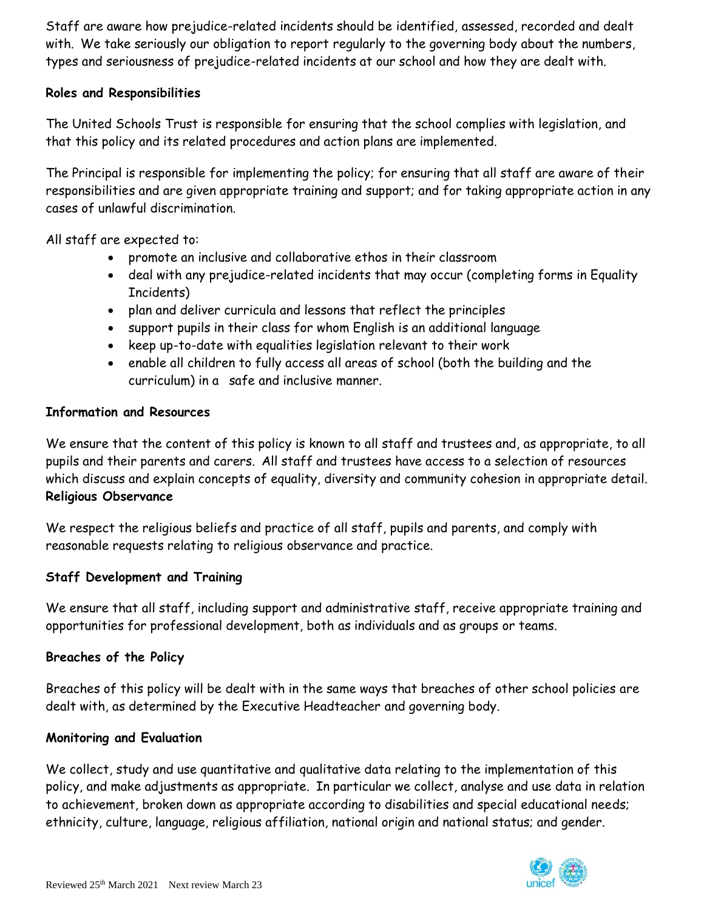Staff are aware how prejudice-related incidents should be identified, assessed, recorded and dealt with. We take seriously our obligation to report regularly to the governing body about the numbers, types and seriousness of prejudice-related incidents at our school and how they are dealt with.

**Roles and Responsibilities**

The United Schools Trust is responsible for ensuring that the school complies with legislation, and that this policy and its related procedures and action plans are implemented.

The Principal is responsible for implementing the policy; for ensuring that all staff are aware of their responsibilities and are given appropriate training and support; and for taking appropriate action in any cases of unlawful discrimination.

All staff are expected to:

- promote an inclusive and collaborative ethos in their classroom
- deal with any prejudice-related incidents that may occur (completing forms in Equality Incidents)
- plan and deliver curricula and lessons that reflect the principles
- support pupils in their class for whom English is an additional language
- keep up-to-date with equalities legislation relevant to their work
- enable all children to fully access all areas of school (both the building and the curriculum) in a safe and inclusive manner.

**Information and Resources**

We ensure that the content of this policy is known to all staff and trustees and, as appropriate, to all pupils and their parents and carers. All staff and trustees have access to a selection of resources which discuss and explain concepts of equality, diversity and community cohesion in appropriate detail.

**Religious Observance**

We respect the religious beliefs and practice of all staff, pupils and parents, and comply with reasonable requests relating to religious observance and practice.

**Staff Development and Training**

We ensure that all staff, including support and administrative staff, receive appropriate training and opportunities for professional development, both as individuals and as groups or teams.

**Breaches of the Policy**

Breaches of this policy will be dealt with in the same ways that breaches of other school policies are dealt with, as determined by the Executive Headteacher and governing body.

**Monitoring and Evaluation**

We collect, study and use quantitative and qualitative data relating to the implementation of this policy, and make adjustments as appropriate. In particular we collect, analyse and use data in relation to achievement, broken down as appropriate according to disabilities and special educational needs; ethnicity, culture, language, religious affiliation, national origin and national status; and gender.